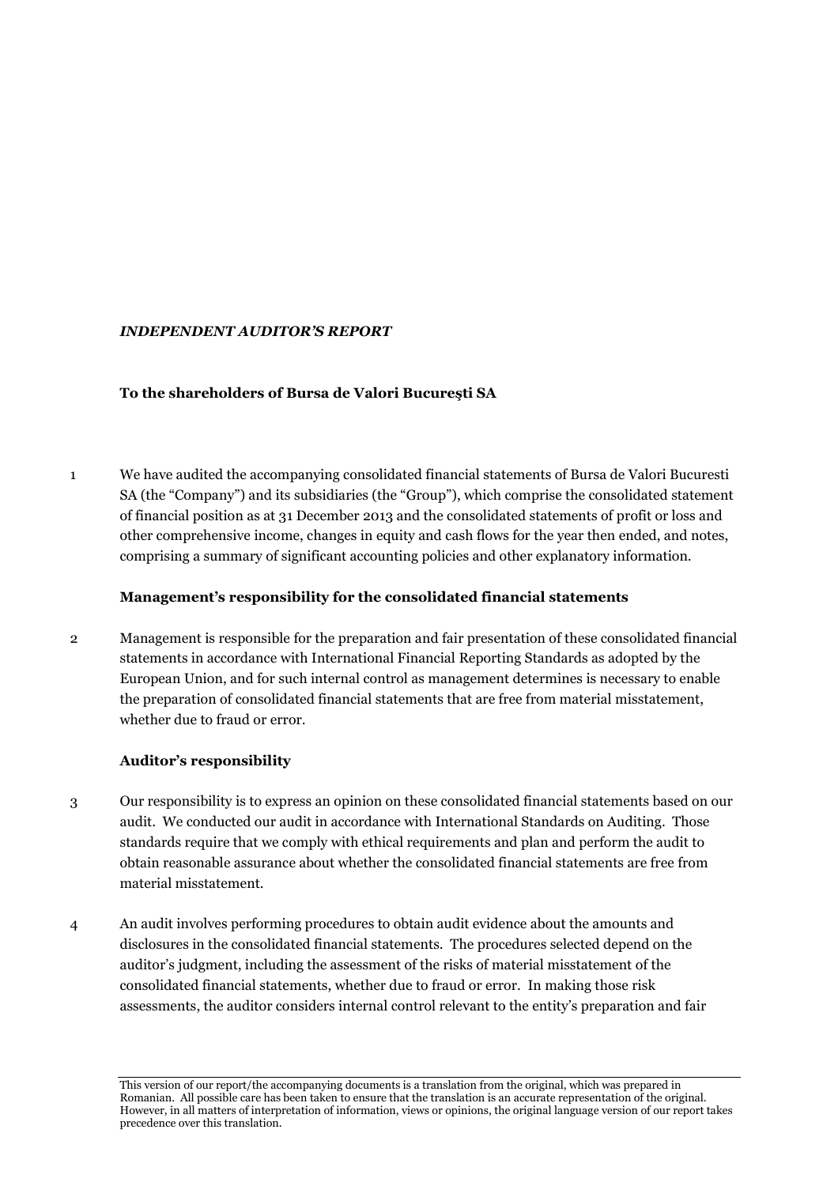***INDEPENDENT AUDITOR'S REPORT***

**To the shareholders of Bursa de Valori Bucureşti SA**

1 We have audited the accompanying consolidated financial statements of Bursa de Valori Bucuresti SA (the "Company") and its subsidiaries (the "Group"), which comprise the consolidated statement of financial position as at 31 December 2013 and the consolidated statements of profit or loss and other comprehensive income, changes in equity and cash flows for the year then ended, and notes, comprising a summary of significant accounting policies and other explanatory information.

**Management's responsibility for the consolidated financial statements**

2 Management is responsible for the preparation and fair presentation of these consolidated financial statements in accordance with International Financial Reporting Standards as adopted by the European Union, and for such internal control as management determines is necessary to enable the preparation of consolidated financial statements that are free from material misstatement, whether due to fraud or error.

**Auditor's responsibility**

3 Our responsibility is to express an opinion on these consolidated financial statements based on our audit. We conducted our audit in accordance with International Standards on Auditing. Those standards require that we comply with ethical requirements and plan and perform the audit to obtain reasonable assurance about whether the consolidated financial statements are free from material misstatement.

4 An audit involves performing procedures to obtain audit evidence about the amounts and disclosures in the consolidated financial statements. The procedures selected depend on the auditor's judgment, including the assessment of the risks of material misstatement of the consolidated financial statements, whether due to fraud or error. In making those risk assessments, the auditor considers internal control relevant to the entity's preparation and fair

This version of our report/the accompanying documents is a translation from the original, which was prepared in Romanian. All possible care has been taken to ensure that the translation is an accurate representation of the original. However, in all matters of interpretation of information, views or opinions, the original language version of our report takes precedence over this translation.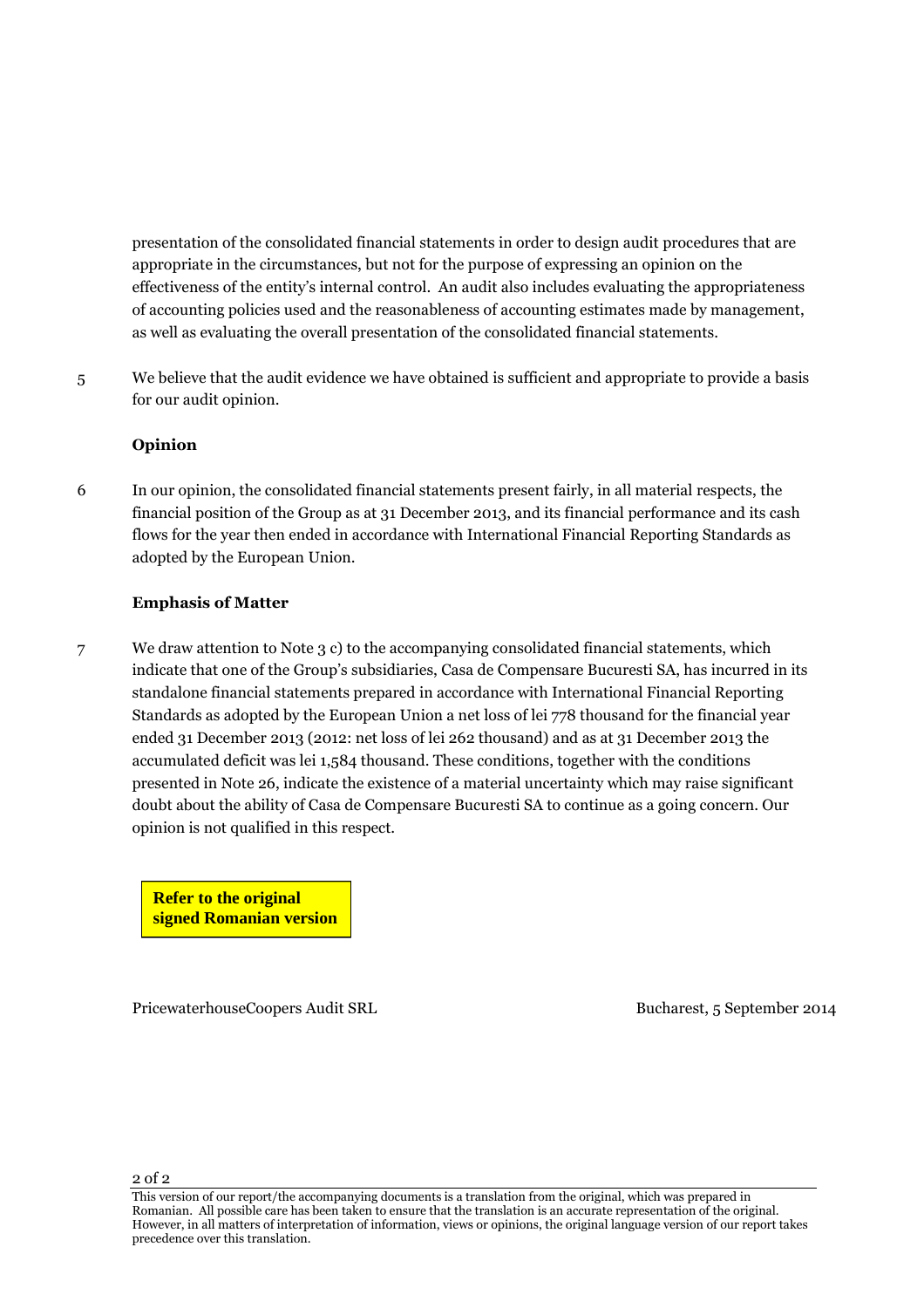presentation of the consolidated financial statements in order to design audit procedures that are appropriate in the circumstances, but not for the purpose of expressing an opinion on the effectiveness of the entity's internal control. An audit also includes evaluating the appropriateness of accounting policies used and the reasonableness of accounting estimates made by management, as well as evaluating the overall presentation of the consolidated financial statements.

5 We believe that the audit evidence we have obtained is sufficient and appropriate to provide a basis for our audit opinion.

**Opinion**

6 In our opinion, the consolidated financial statements present fairly, in all material respects, the financial position of the Group as at 31 December 2013, and its financial performance and its cash flows for the year then ended in accordance with International Financial Reporting Standards as adopted by the European Union.

**Emphasis of Matter**

7 We draw attention to Note 3 c) to the accompanying consolidated financial statements, which indicate that one of the Group's subsidiaries, Casa de Compensare Bucuresti SA, has incurred in its standalone financial statements prepared in accordance with International Financial Reporting Standards as adopted by the European Union a net loss of lei 778 thousand for the financial year ended 31 December 2013 (2012: net loss of lei 262 thousand) and as at 31 December 2013 the accumulated deficit was lei 1,584 thousand. These conditions, together with the conditions presented in Note 26, indicate the existence of a material uncertainty which may raise significant doubt about the ability of Casa de Compensare Bucuresti SA to continue as a going concern. Our opinion is not qualified in this respect.

**Refer to the original signed Romanian version**

PricewaterhouseCoopers Audit SRL

Bucharest, 5 September 2014

This version of our report/the accompanying documents is a translation from the original, which was prepared in Romanian. All possible care has been taken to ensure that the translation is an accurate representation of the original. However, in all matters of interpretation of information, views or opinions, the original language version of our report takes precedence over this translation.